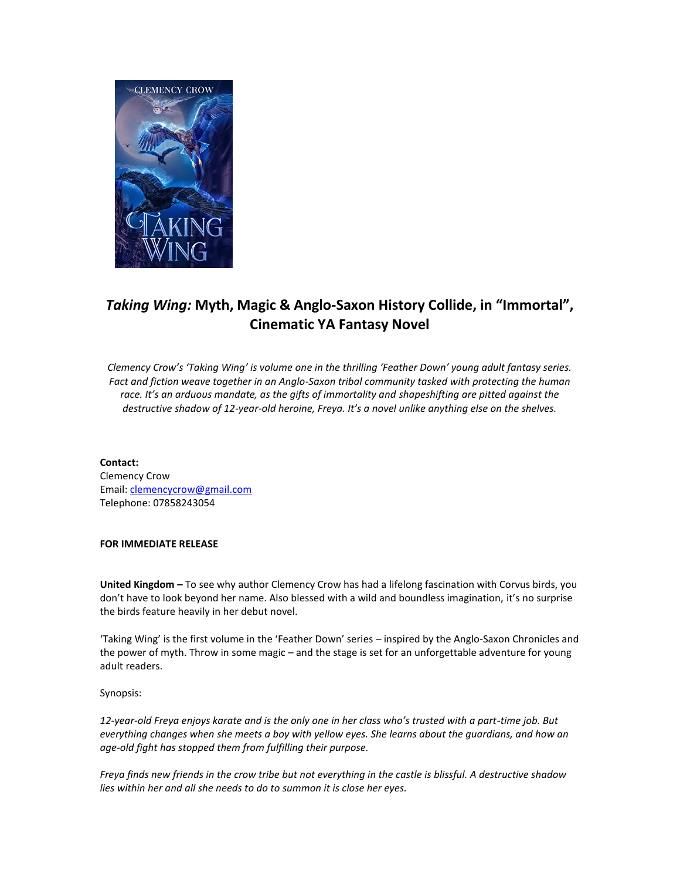# *Taking Wing:* Myth, Magic & Anglo-Saxon History Collide, in "Immortal", Cinematic YA Fantasy Novel

*Clemency Crow's 'Taking Wing' is volume one in the thrilling 'Feather Down' young adult fantasy series. Fact and fiction weave together in an Anglo-Saxon tribal community tasked with protecting the human race. It's an arduous mandate, as the gifts of immortality and shapeshifting are pitted against the destructive shadow of 12-year-old heroine, Freya. It's a novel unlike anything else on the shelves.*

**Contact:**
Clemency Crow
Email: clemencycrow@gmail.com
Telephone: 07858243054

**FOR IMMEDIATE RELEASE**

**United Kingdom –** To see why author Clemency Crow has had a lifelong fascination with Corvus birds, you don't have to look beyond her name. Also blessed with a wild and boundless imagination, it's no surprise the birds feature heavily in her debut novel.

'Taking Wing' is the first volume in the 'Feather Down' series – inspired by the Anglo-Saxon Chronicles and the power of myth. Throw in some magic – and the stage is set for an unforgettable adventure for young adult readers.

Synopsis:

*12-year-old Freya enjoys karate and is the only one in her class who's trusted with a part-time job. But everything changes when she meets a boy with yellow eyes. She learns about the guardians, and how an age-old fight has stopped them from fulfilling their purpose.*

*Freya finds new friends in the crow tribe but not everything in the castle is blissful. A destructive shadow lies within her and all she needs to do to summon it is close her eyes.*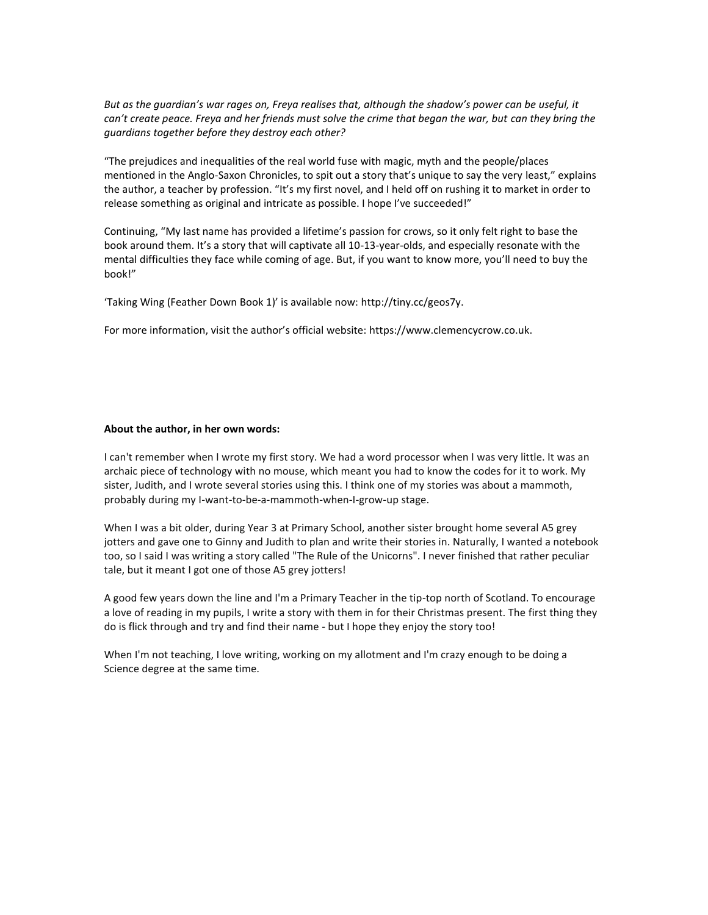*But as the guardian's war rages on, Freya realises that, although the shadow's power can be useful, it can't create peace. Freya and her friends must solve the crime that began the war, but can they bring the guardians together before they destroy each other?*

"The prejudices and inequalities of the real world fuse with magic, myth and the people/places mentioned in the Anglo-Saxon Chronicles, to spit out a story that's unique to say the very least," explains the author, a teacher by profession. "It's my first novel, and I held off on rushing it to market in order to release something as original and intricate as possible. I hope I've succeeded!"

Continuing, "My last name has provided a lifetime's passion for crows, so it only felt right to base the book around them. It's a story that will captivate all 10-13-year-olds, and especially resonate with the mental difficulties they face while coming of age. But, if you want to know more, you'll need to buy the book!"

'Taking Wing (Feather Down Book 1)' is available now: http://tiny.cc/geos7y.

For more information, visit the author's official website: https://www.clemencycrow.co.uk.

**About the author, in her own words:**

I can't remember when I wrote my first story. We had a word processor when I was very little. It was an archaic piece of technology with no mouse, which meant you had to know the codes for it to work. My sister, Judith, and I wrote several stories using this. I think one of my stories was about a mammoth, probably during my I-want-to-be-a-mammoth-when-I-grow-up stage.

When I was a bit older, during Year 3 at Primary School, another sister brought home several A5 grey jotters and gave one to Ginny and Judith to plan and write their stories in. Naturally, I wanted a notebook too, so I said I was writing a story called "The Rule of the Unicorns". I never finished that rather peculiar tale, but it meant I got one of those A5 grey jotters!

A good few years down the line and I'm a Primary Teacher in the tip-top north of Scotland. To encourage a love of reading in my pupils, I write a story with them in for their Christmas present. The first thing they do is flick through and try and find their name - but I hope they enjoy the story too!

When I'm not teaching, I love writing, working on my allotment and I'm crazy enough to be doing a Science degree at the same time.